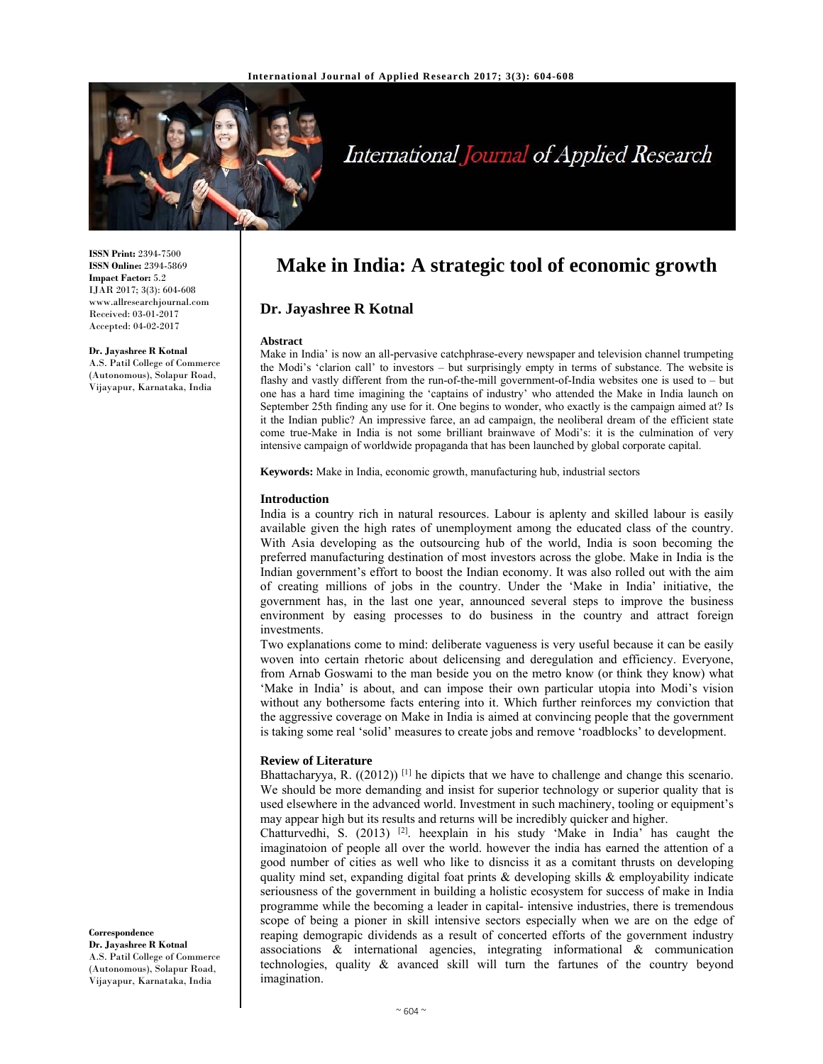ISSN Print: 2394-7500
ISSN Online: 2394-5869
Impact Factor: 5.2
IJAR 2017; 3(3): 604-608
www.allresearchjournal.com
Received: 03-01-2017
Accepted: 04-02-2017

**Dr. Jayashree R Kotnal**
A.S. Patil College of Commerce (Autonomous), Solapur Road, Vijayapur, Karnataka, India

**Correspondence**
**Dr. Jayashree R Kotnal**
A.S. Patil College of Commerce (Autonomous), Solapur Road, Vijayapur, Karnataka, India

# Make in India: A strategic tool of economic growth

## Dr. Jayashree R Kotnal

### Abstract

Make in India' is now an all-pervasive catchphrase-every newspaper and television channel trumpeting the Modi's 'clarion call' to investors – but surprisingly empty in terms of substance. The website is flashy and vastly different from the run-of-the-mill government-of-India websites one is used to – but one has a hard time imagining the 'captains of industry' who attended the Make in India launch on September 25th finding any use for it. One begins to wonder, who exactly is the campaign aimed at? Is it the Indian public? An impressive farce, an ad campaign, the neoliberal dream of the efficient state come true-Make in India is not some brilliant brainwave of Modi's: it is the culmination of very intensive campaign of worldwide propaganda that has been launched by global corporate capital.

**Keywords:** Make in India, economic growth, manufacturing hub, industrial sectors

### Introduction

India is a country rich in natural resources. Labour is aplenty and skilled labour is easily available given the high rates of unemployment among the educated class of the country. With Asia developing as the outsourcing hub of the world, India is soon becoming the preferred manufacturing destination of most investors across the globe. Make in India is the Indian government's effort to boost the Indian economy. It was also rolled out with the aim of creating millions of jobs in the country. Under the 'Make in India' initiative, the government has, in the last one year, announced several steps to improve the business environment by easing processes to do business in the country and attract foreign investments.

Two explanations come to mind: deliberate vagueness is very useful because it can be easily woven into certain rhetoric about delicensing and deregulation and efficiency. Everyone, from Arnab Goswami to the man beside you on the metro know (or think they know) what 'Make in India' is about, and can impose their own particular utopia into Modi's vision without any bothersome facts entering into it. Which further reinforces my conviction that the aggressive coverage on Make in India is aimed at convincing people that the government is taking some real 'solid' measures to create jobs and remove 'roadblocks' to development.

### Review of Literature

Bhattacharyya, R. ((2012)) [1] he dipicts that we have to challenge and change this scenario. We should be more demanding and insist for superior technology or superior quality that is used elsewhere in the advanced world. Investment in such machinery, tooling or equipment's may appear high but its results and returns will be incredibly quicker and higher.

Chatturvedhi, S. (2013) [2]. heexplain in his study 'Make in India' has caught the imaginatoion of people all over the world. however the india has earned the attention of a good number of cities as well who like to disnciss it as a comitant thrusts on developing quality mind set, expanding digital foat prints & developing skills & employability indicate seriousness of the government in building a holistic ecosystem for success of make in India programme while the becoming a leader in capital- intensive industries, there is tremendous scope of being a pioner in skill intensive sectors especially when we are on the edge of reaping demograpic dividends as a result of concerted efforts of the government industry associations & international agencies, integrating informational & communication technologies, quality & avanced skill will turn the fartunes of the country beyond imagination.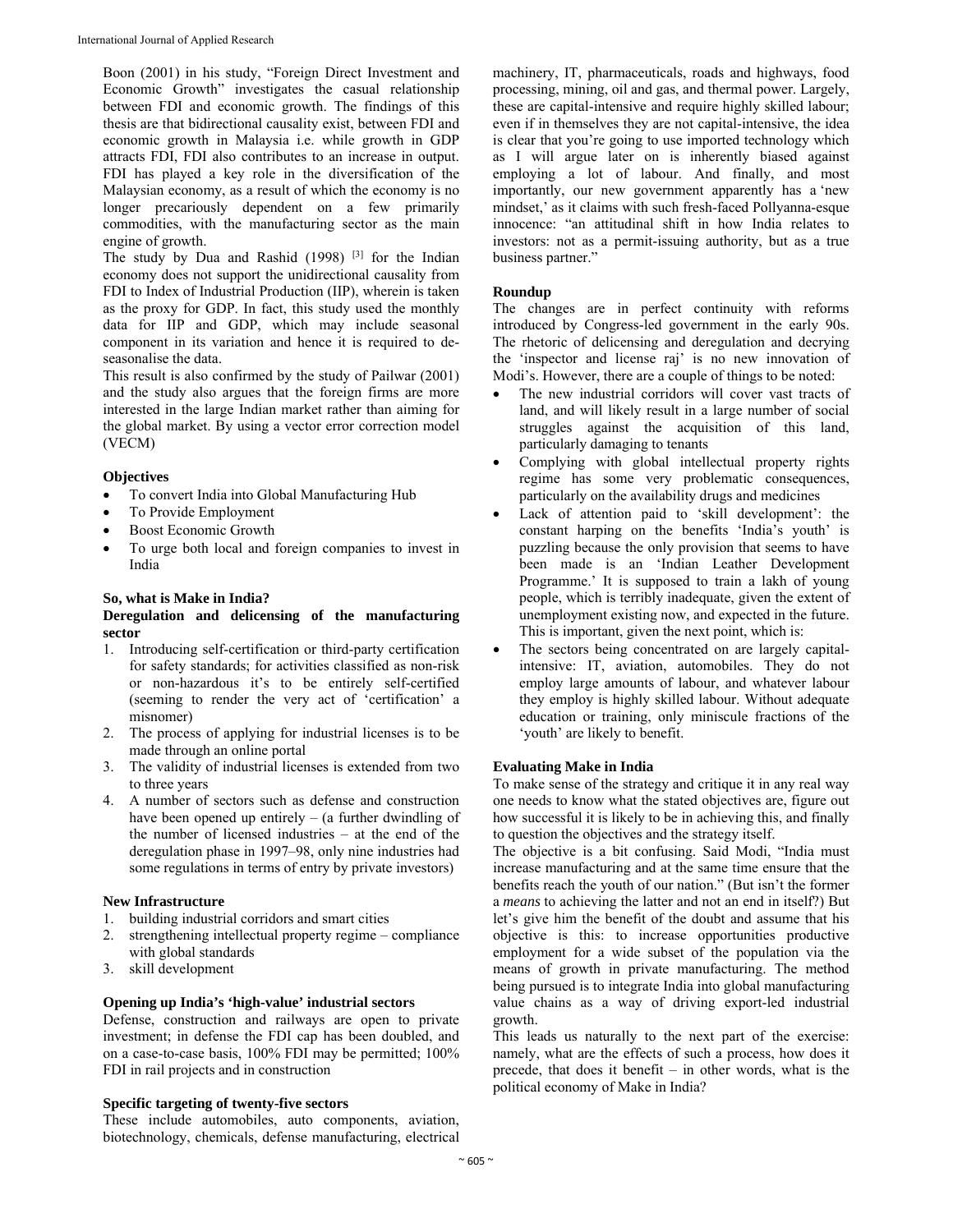Boon (2001) in his study, "Foreign Direct Investment and Economic Growth" investigates the casual relationship between FDI and economic growth. The findings of this thesis are that bidirectional causality exist, between FDI and economic growth in Malaysia i.e. while growth in GDP attracts FDI, FDI also contributes to an increase in output. FDI has played a key role in the diversification of the Malaysian economy, as a result of which the economy is no longer precariously dependent on a few primarily commodities, with the manufacturing sector as the main engine of growth.

The study by Dua and Rashid (1998) [3] for the Indian economy does not support the unidirectional causality from FDI to Index of Industrial Production (IIP), wherein is taken as the proxy for GDP. In fact, this study used the monthly data for IIP and GDP, which may include seasonal component in its variation and hence it is required to de-seasonalise the data.

This result is also confirmed by the study of Pailwar (2001) and the study also argues that the foreign firms are more interested in the large Indian market rather than aiming for the global market. By using a vector error correction model (VECM)

**Objectives**

- To convert India into Global Manufacturing Hub
- To Provide Employment
- Boost Economic Growth
- To urge both local and foreign companies to invest in India

**So, what is Make in India?**

**Deregulation and delicensing of the manufacturing sector**

1. Introducing self-certification or third-party certification for safety standards; for activities classified as non-risk or non-hazardous it's to be entirely self-certified (seeming to render the very act of 'certification' a misnomer)
2. The process of applying for industrial licenses is to be made through an online portal
3. The validity of industrial licenses is extended from two to three years
4. A number of sectors such as defense and construction have been opened up entirely – (a further dwindling of the number of licensed industries – at the end of the deregulation phase in 1997–98, only nine industries had some regulations in terms of entry by private investors)

**New Infrastructure**

1. building industrial corridors and smart cities
2. strengthening intellectual property regime – compliance with global standards
3. skill development

**Opening up India's 'high-value' industrial sectors**

Defense, construction and railways are open to private investment; in defense the FDI cap has been doubled, and on a case-to-case basis, 100% FDI may be permitted; 100% FDI in rail projects and in construction

**Specific targeting of twenty-five sectors**

These include automobiles, auto components, aviation, biotechnology, chemicals, defense manufacturing, electrical machinery, IT, pharmaceuticals, roads and highways, food processing, mining, oil and gas, and thermal power. Largely, these are capital-intensive and require highly skilled labour; even if in themselves they are not capital-intensive, the idea is clear that you're going to use imported technology which as I will argue later on is inherently biased against employing a lot of labour. And finally, and most importantly, our new government apparently has a 'new mindset,' as it claims with such fresh-faced Pollyanna-esque innocence: "an attitudinal shift in how India relates to investors: not as a permit-issuing authority, but as a true business partner."

**Roundup**

The changes are in perfect continuity with reforms introduced by Congress-led government in the early 90s. The rhetoric of delicensing and deregulation and decrying the 'inspector and license raj' is no new innovation of Modi's. However, there are a couple of things to be noted:

- The new industrial corridors will cover vast tracts of land, and will likely result in a large number of social struggles against the acquisition of this land, particularly damaging to tenants
- Complying with global intellectual property rights regime has some very problematic consequences, particularly on the availability drugs and medicines
- Lack of attention paid to 'skill development': the constant harping on the benefits 'India's youth' is puzzling because the only provision that seems to have been made is an 'Indian Leather Development Programme.' It is supposed to train a lakh of young people, which is terribly inadequate, given the extent of unemployment existing now, and expected in the future. This is important, given the next point, which is:
- The sectors being concentrated on are largely capital-intensive: IT, aviation, automobiles. They do not employ large amounts of labour, and whatever labour they employ is highly skilled labour. Without adequate education or training, only miniscule fractions of the 'youth' are likely to benefit.

**Evaluating Make in India**

To make sense of the strategy and critique it in any real way one needs to know what the stated objectives are, figure out how successful it is likely to be in achieving this, and finally to question the objectives and the strategy itself.

The objective is a bit confusing. Said Modi, "India must increase manufacturing and at the same time ensure that the benefits reach the youth of our nation." (But isn't the former a *means* to achieving the latter and not an end in itself?) But let's give him the benefit of the doubt and assume that his objective is this: to increase opportunities productive employment for a wide subset of the population via the means of growth in private manufacturing. The method being pursued is to integrate India into global manufacturing value chains as a way of driving export-led industrial growth.

This leads us naturally to the next part of the exercise: namely, what are the effects of such a process, how does it precede, that does it benefit – in other words, what is the political economy of Make in India?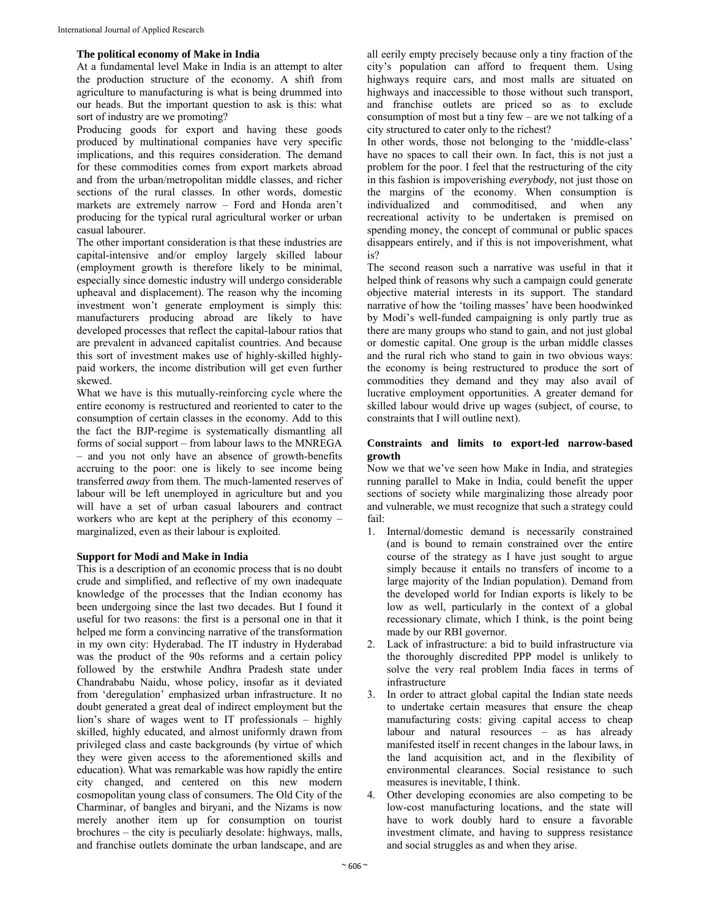### The political economy of Make in India

At a fundamental level Make in India is an attempt to alter the production structure of the economy. A shift from agriculture to manufacturing is what is being drummed into our heads. But the important question to ask is this: what sort of industry are we promoting?

Producing goods for export and having these goods produced by multinational companies have very specific implications, and this requires consideration. The demand for these commodities comes from export markets abroad and from the urban/metropolitan middle classes, and richer sections of the rural classes. In other words, domestic markets are extremely narrow – Ford and Honda aren't producing for the typical rural agricultural worker or urban casual labourer.

The other important consideration is that these industries are capital-intensive and/or employ largely skilled labour (employment growth is therefore likely to be minimal, especially since domestic industry will undergo considerable upheaval and displacement). The reason why the incoming investment won't generate employment is simply this: manufacturers producing abroad are likely to have developed processes that reflect the capital-labour ratios that are prevalent in advanced capitalist countries. And because this sort of investment makes use of highly-skilled highly-paid workers, the income distribution will get even further skewed.

What we have is this mutually-reinforcing cycle where the entire economy is restructured and reoriented to cater to the consumption of certain classes in the economy. Add to this the fact the BJP-regime is systematically dismantling all forms of social support – from labour laws to the MNREGA – and you not only have an absence of growth-benefits accruing to the poor: one is likely to see income being transferred *away* from them. The much-lamented reserves of labour will be left unemployed in agriculture but and you will have a set of urban casual labourers and contract workers who are kept at the periphery of this economy – marginalized, even as their labour is exploited.

### Support for Modi and Make in India

This is a description of an economic process that is no doubt crude and simplified, and reflective of my own inadequate knowledge of the processes that the Indian economy has been undergoing since the last two decades. But I found it useful for two reasons: the first is a personal one in that it helped me form a convincing narrative of the transformation in my own city: Hyderabad. The IT industry in Hyderabad was the product of the 90s reforms and a certain policy followed by the erstwhile Andhra Pradesh state under Chandrababu Naidu, whose policy, insofar as it deviated from 'deregulation' emphasized urban infrastructure. It no doubt generated a great deal of indirect employment but the lion's share of wages went to IT professionals – highly skilled, highly educated, and almost uniformly drawn from privileged class and caste backgrounds (by virtue of which they were given access to the aforementioned skills and education). What was remarkable was how rapidly the entire city changed, and centered on this new modern cosmopolitan young class of consumers. The Old City of the Charminar, of bangles and biryani, and the Nizams is now merely another item up for consumption on tourist brochures – the city is peculiarly desolate: highways, malls, and franchise outlets dominate the urban landscape, and are all eerily empty precisely because only a tiny fraction of the city's population can afford to frequent them. Using highways require cars, and most malls are situated on highways and inaccessible to those without such transport, and franchise outlets are priced so as to exclude consumption of most but a tiny few – are we not talking of a city structured to cater only to the richest?

In other words, those not belonging to the 'middle-class' have no spaces to call their own. In fact, this is not just a problem for the poor. I feel that the restructuring of the city in this fashion is impoverishing *everybody*, not just those on the margins of the economy. When consumption is individualized and commoditised, and when any recreational activity to be undertaken is premised on spending money, the concept of communal or public spaces disappears entirely, and if this is not impoverishment, what is?

The second reason such a narrative was useful in that it helped think of reasons why such a campaign could generate objective material interests in its support. The standard narrative of how the 'toiling masses' have been hoodwinked by Modi's well-funded campaigning is only partly true as there are many groups who stand to gain, and not just global or domestic capital. One group is the urban middle classes and the rural rich who stand to gain in two obvious ways: the economy is being restructured to produce the sort of commodities they demand and they may also avail of lucrative employment opportunities. A greater demand for skilled labour would drive up wages (subject, of course, to constraints that I will outline next).

### Constraints and limits to export-led narrow-based growth

Now we that we've seen how Make in India, and strategies running parallel to Make in India, could benefit the upper sections of society while marginalizing those already poor and vulnerable, we must recognize that such a strategy could fail:

1. Internal/domestic demand is necessarily constrained (and is bound to remain constrained over the entire course of the strategy as I have just sought to argue simply because it entails no transfers of income to a large majority of the Indian population). Demand from the developed world for Indian exports is likely to be low as well, particularly in the context of a global recessionary climate, which I think, is the point being made by our RBI governor.
2. Lack of infrastructure: a bid to build infrastructure via the thoroughly discredited PPP model is unlikely to solve the very real problem India faces in terms of infrastructure
3. In order to attract global capital the Indian state needs to undertake certain measures that ensure the cheap manufacturing costs: giving capital access to cheap labour and natural resources – as has already manifested itself in recent changes in the labour laws, in the land acquisition act, and in the flexibility of environmental clearances. Social resistance to such measures is inevitable, I think.
4. Other developing economies are also competing to be low-cost manufacturing locations, and the state will have to work doubly hard to ensure a favorable investment climate, and having to suppress resistance and social struggles as and when they arise.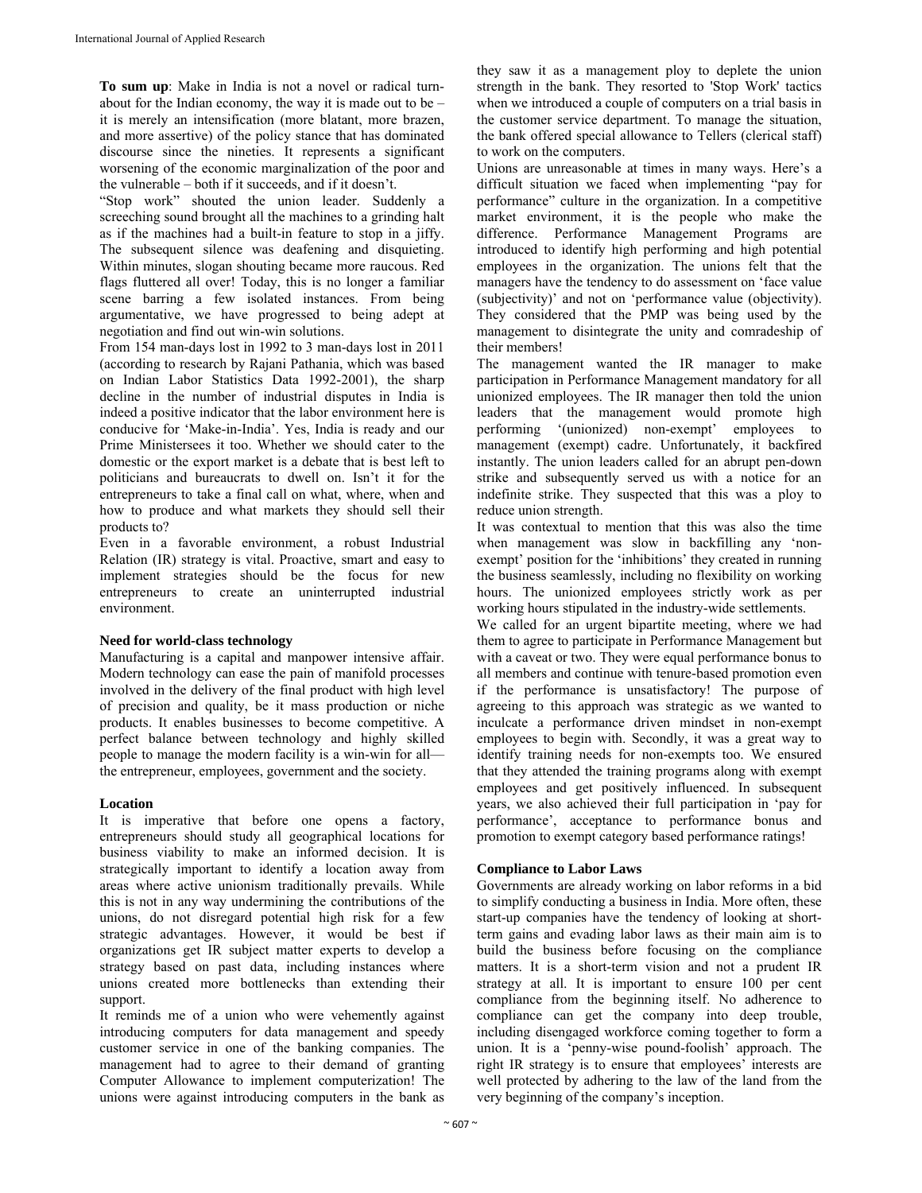**To sum up**: Make in India is not a novel or radical turn-about for the Indian economy, the way it is made out to be – it is merely an intensification (more blatant, more brazen, and more assertive) of the policy stance that has dominated discourse since the nineties. It represents a significant worsening of the economic marginalization of the poor and the vulnerable – both if it succeeds, and if it doesn't.

"Stop work" shouted the union leader. Suddenly a screeching sound brought all the machines to a grinding halt as if the machines had a built-in feature to stop in a jiffy. The subsequent silence was deafening and disquieting. Within minutes, slogan shouting became more raucous. Red flags fluttered all over! Today, this is no longer a familiar scene barring a few isolated instances. From being argumentative, we have progressed to being adept at negotiation and find out win-win solutions.

From 154 man-days lost in 1992 to 3 man-days lost in 2011 (according to research by Rajani Pathania, which was based on Indian Labor Statistics Data 1992-2001), the sharp decline in the number of industrial disputes in India is indeed a positive indicator that the labor environment here is conducive for 'Make-in-India'. Yes, India is ready and our Prime Ministersees it too. Whether we should cater to the domestic or the export market is a debate that is best left to politicians and bureaucrats to dwell on. Isn't it for the entrepreneurs to take a final call on what, where, when and how to produce and what markets they should sell their products to?

Even in a favorable environment, a robust Industrial Relation (IR) strategy is vital. Proactive, smart and easy to implement strategies should be the focus for new entrepreneurs to create an uninterrupted industrial environment.

**Need for world-class technology**

Manufacturing is a capital and manpower intensive affair. Modern technology can ease the pain of manifold processes involved in the delivery of the final product with high level of precision and quality, be it mass production or niche products. It enables businesses to become competitive. A perfect balance between technology and highly skilled people to manage the modern facility is a win-win for all—the entrepreneur, employees, government and the society.

**Location**

It is imperative that before one opens a factory, entrepreneurs should study all geographical locations for business viability to make an informed decision. It is strategically important to identify a location away from areas where active unionism traditionally prevails. While this is not in any way undermining the contributions of the unions, do not disregard potential high risk for a few strategic advantages. However, it would be best if organizations get IR subject matter experts to develop a strategy based on past data, including instances where unions created more bottlenecks than extending their support.

It reminds me of a union who were vehemently against introducing computers for data management and speedy customer service in one of the banking companies. The management had to agree to their demand of granting Computer Allowance to implement computerization! The unions were against introducing computers in the bank as they saw it as a management ploy to deplete the union strength in the bank. They resorted to 'Stop Work' tactics when we introduced a couple of computers on a trial basis in the customer service department. To manage the situation, the bank offered special allowance to Tellers (clerical staff) to work on the computers.

Unions are unreasonable at times in many ways. Here's a difficult situation we faced when implementing "pay for performance" culture in the organization. In a competitive market environment, it is the people who make the difference. Performance Management Programs are introduced to identify high performing and high potential employees in the organization. The unions felt that the managers have the tendency to do assessment on 'face value (subjectivity)' and not on 'performance value (objectivity). They considered that the PMP was being used by the management to disintegrate the unity and comradeship of their members!

The management wanted the IR manager to make participation in Performance Management mandatory for all unionized employees. The IR manager then told the union leaders that the management would promote high performing '(unionized) non-exempt' employees to management (exempt) cadre. Unfortunately, it backfired instantly. The union leaders called for an abrupt pen-down strike and subsequently served us with a notice for an indefinite strike. They suspected that this was a ploy to reduce union strength.

It was contextual to mention that this was also the time when management was slow in backfilling any 'non-exempt' position for the 'inhibitions' they created in running the business seamlessly, including no flexibility on working hours. The unionized employees strictly work as per working hours stipulated in the industry-wide settlements.

We called for an urgent bipartite meeting, where we had them to agree to participate in Performance Management but with a caveat or two. They were equal performance bonus to all members and continue with tenure-based promotion even if the performance is unsatisfactory! The purpose of agreeing to this approach was strategic as we wanted to inculcate a performance driven mindset in non-exempt employees to begin with. Secondly, it was a great way to identify training needs for non-exempts too. We ensured that they attended the training programs along with exempt employees and get positively influenced. In subsequent years, we also achieved their full participation in 'pay for performance', acceptance to performance bonus and promotion to exempt category based performance ratings!

**Compliance to Labor Laws**

Governments are already working on labor reforms in a bid to simplify conducting a business in India. More often, these start-up companies have the tendency of looking at short-term gains and evading labor laws as their main aim is to build the business before focusing on the compliance matters. It is a short-term vision and not a prudent IR strategy at all. It is important to ensure 100 per cent compliance from the beginning itself. No adherence to compliance can get the company into deep trouble, including disengaged workforce coming together to form a union. It is a 'penny-wise pound-foolish' approach. The right IR strategy is to ensure that employees' interests are well protected by adhering to the law of the land from the very beginning of the company's inception.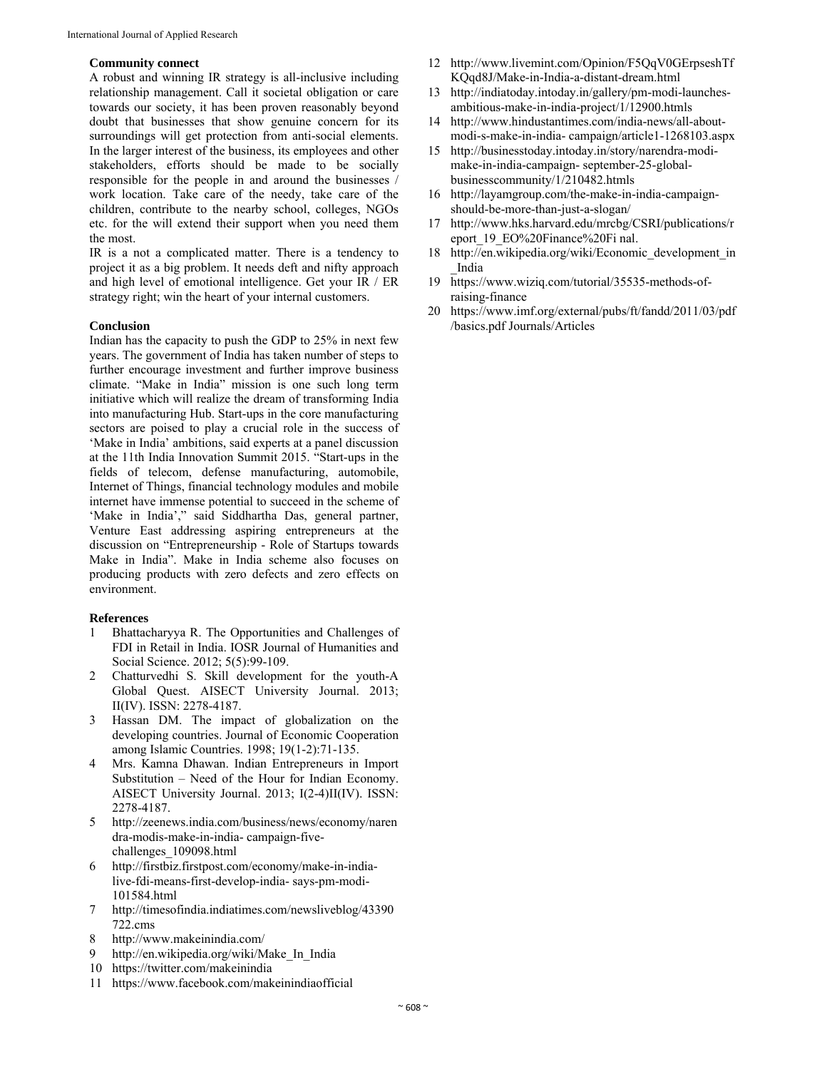### Community connect

A robust and winning IR strategy is all-inclusive including relationship management. Call it societal obligation or care towards our society, it has been proven reasonably beyond doubt that businesses that show genuine concern for its surroundings will get protection from anti-social elements. In the larger interest of the business, its employees and other stakeholders, efforts should be made to be socially responsible for the people in and around the businesses / work location. Take care of the needy, take care of the children, contribute to the nearby school, colleges, NGOs etc. for the will extend their support when you need them the most.

IR is a not a complicated matter. There is a tendency to project it as a big problem. It needs deft and nifty approach and high level of emotional intelligence. Get your IR / ER strategy right; win the heart of your internal customers.

### Conclusion

Indian has the capacity to push the GDP to 25% in next few years. The government of India has taken number of steps to further encourage investment and further improve business climate. "Make in India" mission is one such long term initiative which will realize the dream of transforming India into manufacturing Hub. Start-ups in the core manufacturing sectors are poised to play a crucial role in the success of 'Make in India' ambitions, said experts at a panel discussion at the 11th India Innovation Summit 2015. "Start-ups in the fields of telecom, defense manufacturing, automobile, Internet of Things, financial technology modules and mobile internet have immense potential to succeed in the scheme of 'Make in India'," said Siddhartha Das, general partner, Venture East addressing aspiring entrepreneurs at the discussion on "Entrepreneurship - Role of Startups towards Make in India". Make in India scheme also focuses on producing products with zero defects and zero effects on environment.

### References

1. Bhattacharyya R. The Opportunities and Challenges of FDI in Retail in India. IOSR Journal of Humanities and Social Science. 2012; 5(5):99-109.
2. Chatturvedhi S. Skill development for the youth-A Global Quest. AISECT University Journal. 2013; II(IV). ISSN: 2278-4187.
3. Hassan DM. The impact of globalization on the developing countries. Journal of Economic Cooperation among Islamic Countries. 1998; 19(1-2):71-135.
4. Mrs. Kamna Dhawan. Indian Entrepreneurs in Import Substitution – Need of the Hour for Indian Economy. AISECT University Journal. 2013; I(2-4)II(IV). ISSN: 2278-4187.
5. http://zeenews.india.com/business/news/economy/narendra-modis-make-in-india- campaign-five-challenges_109098.html
6. http://firstbiz.firstpost.com/economy/make-in-india-live-fdi-means-first-develop-india- says-pm-modi-101584.html
7. http://timesofindia.indiatimes.com/newsliveblog/43390722.cms
8. http://www.makeinindia.com/
9. http://en.wikipedia.org/wiki/Make_In_India
10. https://twitter.com/makeinindia
11. https://www.facebook.com/makeinindiaofficial
12. http://www.livemint.com/Opinion/F5QqV0GErpseshTfKQqd8J/Make-in-India-a-distant-dream.html
13. http://indiatoday.intoday.in/gallery/pm-modi-launches-ambitious-make-in-india-project/1/12900.htmls
14. http://www.hindustantimes.com/india-news/all-about-modi-s-make-in-india- campaign/article1-1268103.aspx
15. http://businesstoday.intoday.in/story/narendra-modi-make-in-india-campaign- september-25-global-businesscommunity/1/210482.htmls
16. http://layamgroup.com/the-make-in-india-campaign-should-be-more-than-just-a-slogan/
17. http://www.hks.harvard.edu/mrcbg/CSRI/publications/report_19_EO%20Finance%20Fi nal.
18. http://en.wikipedia.org/wiki/Economic_development_in_India
19. https://www.wiziq.com/tutorial/35535-methods-of-raising-finance
20. https://www.imf.org/external/pubs/ft/fandd/2011/03/pdf/basics.pdf Journals/Articles